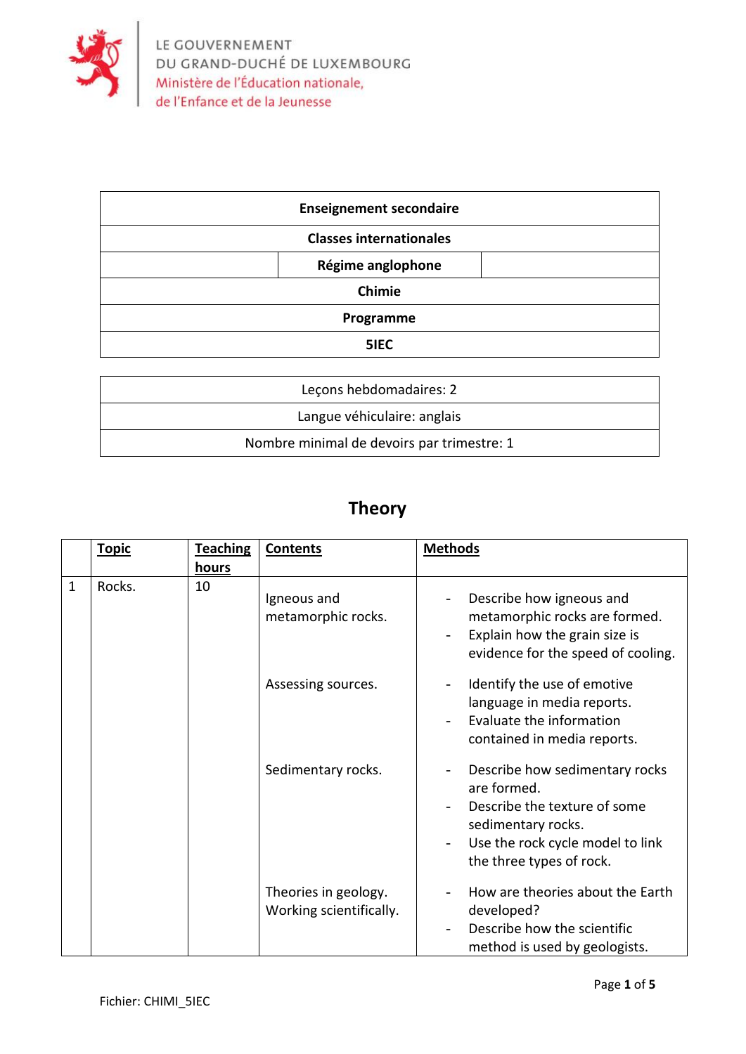LE GOUVERNEMENT
DU GRAND-DUCHÉ DE LUXEMBOURG
Ministère de l'Éducation nationale,
de l'Enfance et de la Jeunesse

| **Enseignement secondaire** |
|---|
| **Classes internationales** |
| **Régime anglophone** |
| **Chimie** |
| **Programme** |
| **5IEC** |

| Leçons hebdomadaires: 2 |
|---|
| Langue véhiculaire: anglais |
| Nombre minimal de devoirs par trimestre: 1 |

## Theory

| | Topic | Teaching hours | Contents | Methods |
|---|---|---|---|---|
| 1 | Rocks. | 10 | Igneous and metamorphic rocks. | - Describe how igneous and metamorphic rocks are formed.<br>- Explain how the grain size is evidence for the speed of cooling. |
| | | | Assessing sources. | - Identify the use of emotive language in media reports.<br>- Evaluate the information contained in media reports. |
| | | | Sedimentary rocks. | - Describe how sedimentary rocks are formed.<br>- Describe the texture of some sedimentary rocks.<br>- Use the rock cycle model to link the three types of rock. |
| | | | Theories in geology. Working scientifically. | - How are theories about the Earth developed?<br>- Describe how the scientific method is used by geologists. |

Fichier: CHIMI_5IEC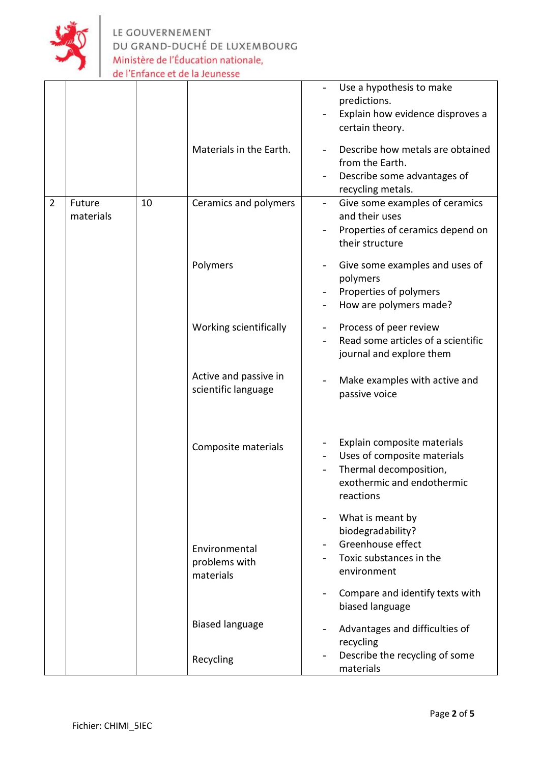| | | | | |
|---|---|---|---|---|
| | | | | - Use a hypothesis to make predictions.<br>- Explain how evidence disproves a certain theory. |
| | | | Materials in the Earth. | - Describe how metals are obtained from the Earth.<br>- Describe some advantages of recycling metals. |
| 2 | Future materials | 10 | Ceramics and polymers | - Give some examples of ceramics and their uses<br>- Properties of ceramics depend on their structure |
| | | | Polymers | - Give some examples and uses of polymers<br>- Properties of polymers<br>- How are polymers made? |
| | | | Working scientifically | - Process of peer review<br>- Read some articles of a scientific journal and explore them |
| | | | Active and passive in scientific language | - Make examples with active and passive voice |
| | | | Composite materials | - Explain composite materials<br>- Uses of composite materials<br>- Thermal decomposition, exothermic and endothermic reactions |
| | | | Environmental problems with materials | - What is meant by biodegradability?<br>- Greenhouse effect<br>- Toxic substances in the environment |
| | | | Biased language | - Compare and identify texts with biased language |
| | | | Recycling | - Advantages and difficulties of recycling<br>- Describe the recycling of some materials |

Fichier: CHIMI_5IEC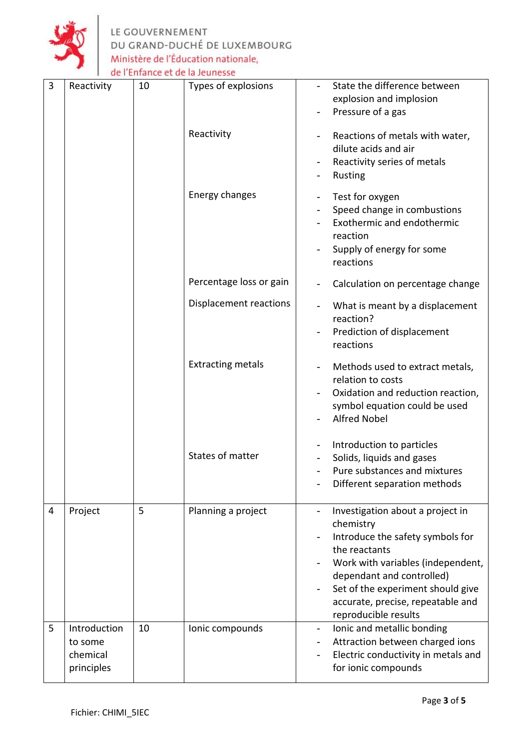| 3 | Reactivity | 10 | Types of explosions | - State the difference between explosion and implosion<br>- Pressure of a gas |
|---|---|---|---|---|
| | | | Reactivity | - Reactions of metals with water, dilute acids and air<br>- Reactivity series of metals<br>- Rusting |
| | | | Energy changes | - Test for oxygen<br>- Speed change in combustions<br>- Exothermic and endothermic reaction<br>- Supply of energy for some reactions |
| | | | Percentage loss or gain | - Calculation on percentage change |
| | | | Displacement reactions | - What is meant by a displacement reaction?<br>- Prediction of displacement reactions |
| | | | Extracting metals | - Methods used to extract metals, relation to costs<br>- Oxidation and reduction reaction, symbol equation could be used<br>- Alfred Nobel |
| | | | States of matter | - Introduction to particles<br>- Solids, liquids and gases<br>- Pure substances and mixtures<br>- Different separation methods |
| 4 | Project | 5 | Planning a project | - Investigation about a project in chemistry<br>- Introduce the safety symbols for the reactants<br>- Work with variables (independent, dependant and controlled)<br>- Set of the experiment should give accurate, precise, repeatable and reproducible results |
| 5 | Introduction to some chemical principles | 10 | Ionic compounds | - Ionic and metallic bonding<br>- Attraction between charged ions<br>- Electric conductivity in metals and for ionic compounds |

Fichier: CHIMI_5IEC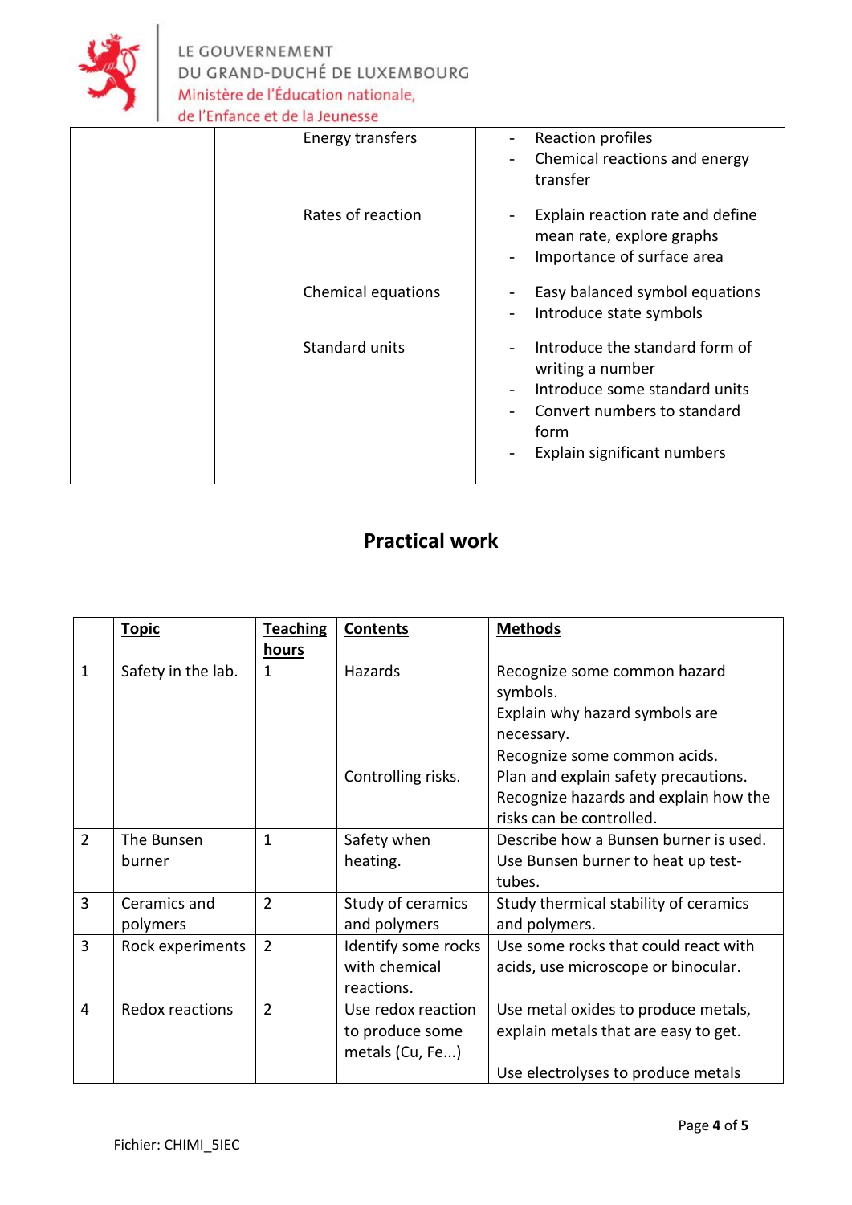| | | | | |
|---|---|---|---|---|
| | | | Energy transfers | - Reaction profiles<br>- Chemical reactions and energy transfer |
| | | | Rates of reaction | - Explain reaction rate and define mean rate, explore graphs<br>- Importance of surface area |
| | | | Chemical equations | - Easy balanced symbol equations<br>- Introduce state symbols |
| | | | Standard units | - Introduce the standard form of writing a number<br>- Introduce some standard units<br>- Convert numbers to standard form<br>- Explain significant numbers |

## Practical work

| | Topic | Teaching hours | Contents | Methods |
|---|---|---|---|---|
| 1 | Safety in the lab. | 1 | Hazards<br><br>Controlling risks. | Recognize some common hazard symbols.<br>Explain why hazard symbols are necessary.<br>Recognize some common acids.<br>Plan and explain safety precautions.<br>Recognize hazards and explain how the risks can be controlled. |
| 2 | The Bunsen burner | 1 | Safety when heating. | Describe how a Bunsen burner is used.<br>Use Bunsen burner to heat up test-tubes. |
| 3 | Ceramics and polymers | 2 | Study of ceramics and polymers | Study thermical stability of ceramics and polymers. |
| 3 | Rock experiments | 2 | Identify some rocks with chemical reactions. | Use some rocks that could react with acids, use microscope or binocular. |
| 4 | Redox reactions | 2 | Use redox reaction to produce some metals (Cu, Fe...) | Use metal oxides to produce metals, explain metals that are easy to get.<br><br>Use electrolyses to produce metals |

Fichier: CHIMI_5IEC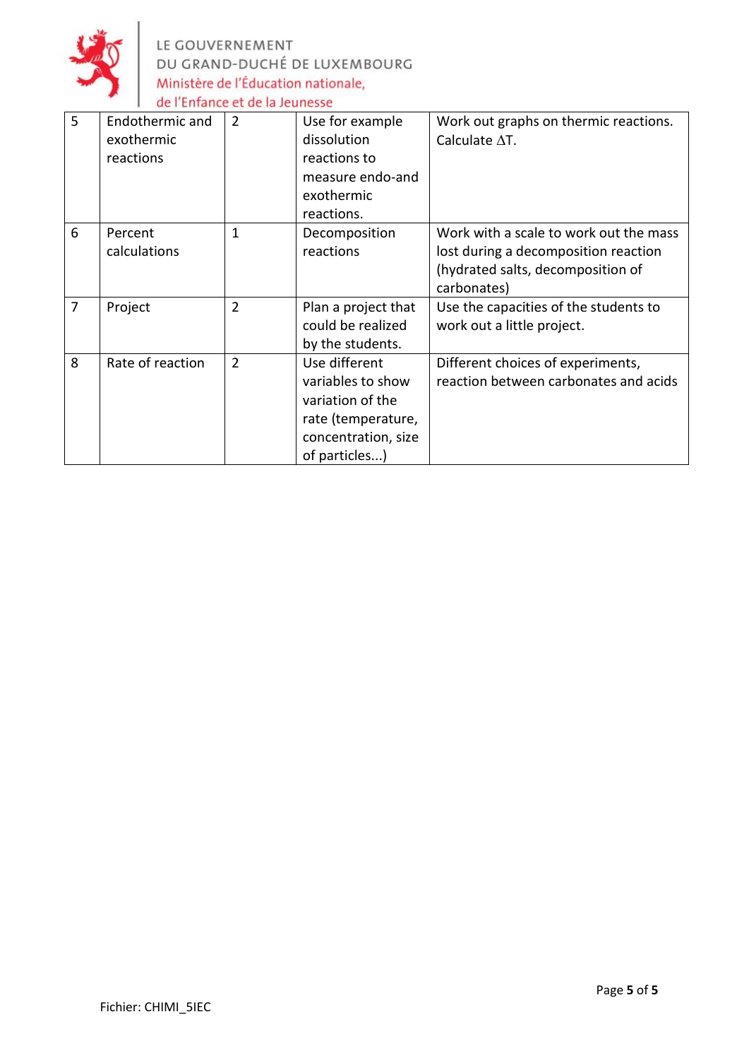| | | | | |
|---|---|---|---|---|
| 5 | Endothermic and exothermic reactions | 2 | Use for example dissolution reactions to measure endo-and exothermic reactions. | Work out graphs on thermic reactions. Calculate $\Delta T$. |
| 6 | Percent calculations | 1 | Decomposition reactions | Work with a scale to work out the mass lost during a decomposition reaction (hydrated salts, decomposition of carbonates) |
| 7 | Project | 2 | Plan a project that could be realized by the students. | Use the capacities of the students to work out a little project. |
| 8 | Rate of reaction | 2 | Use different variables to show variation of the rate (temperature, concentration, size of particles...) | Different choices of experiments, reaction between carbonates and acids |